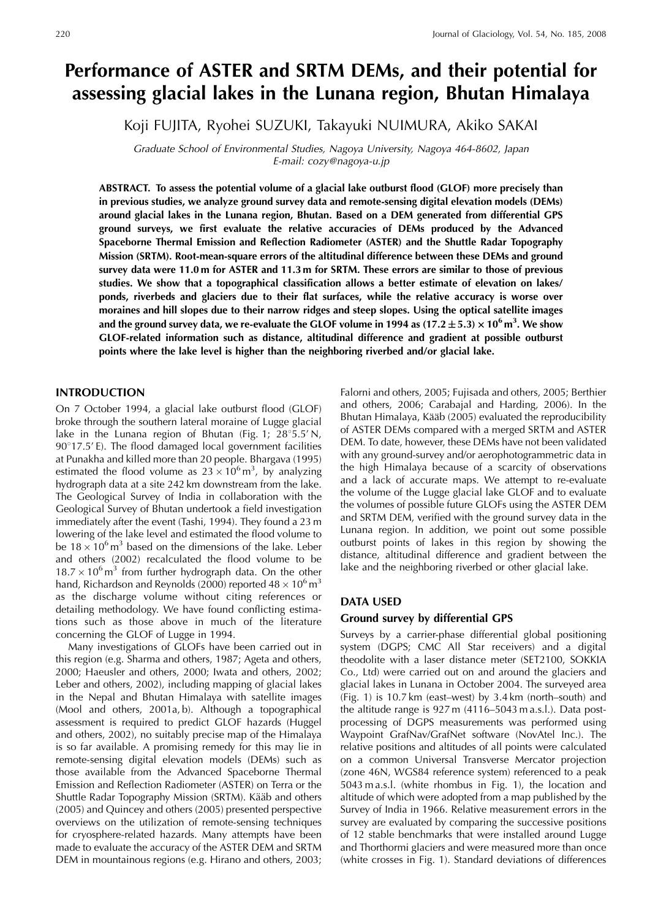# Performance of ASTER and SRTM DEMs, and their potential for assessing glacial lakes in the Lunana region, Bhutan Himalaya

Koji FUJITA, Ryohei SUZUKI, Takayuki NUIMURA, Akiko SAKAI

*Graduate School of Environmental Studies, Nagoya University, Nagoya 464-8602, Japan*
*E-mail: cozy@nagoya-u.jp*

**ABSTRACT. To assess the potential volume of a glacial lake outburst flood (GLOF) more precisely than in previous studies, we analyze ground survey data and remote-sensing digital elevation models (DEMs) around glacial lakes in the Lunana region, Bhutan. Based on a DEM generated from differential GPS ground surveys, we first evaluate the relative accuracies of DEMs produced by the Advanced Spaceborne Thermal Emission and Reflection Radiometer (ASTER) and the Shuttle Radar Topography Mission (SRTM). Root-mean-square errors of the altitudinal difference between these DEMs and ground survey data were 11.0 m for ASTER and 11.3 m for SRTM. These errors are similar to those of previous studies. We show that a topographical classification allows a better estimate of elevation on lakes/ponds, riverbeds and glaciers due to their flat surfaces, while the relative accuracy is worse over moraines and hill slopes due to their narrow ridges and steep slopes. Using the optical satellite images and the ground survey data, we re-evaluate the GLOF volume in 1994 as $(17.2 \pm 5.3) \times 10^6\,m^3$. We show GLOF-related information such as distance, altitudinal difference and gradient at possible outburst points where the lake level is higher than the neighboring riverbed and/or glacial lake.**

## INTRODUCTION

On 7 October 1994, a glacial lake outburst flood (GLOF) broke through the southern lateral moraine of Lugge glacial lake in the Lunana region of Bhutan (Fig. 1; 28°5.5′ N, 90°17.5′ E). The flood damaged local government facilities at Punakha and killed more than 20 people. Bhargava (1995) estimated the flood volume as $23 \times 10^6\,m^3$, by analyzing hydrograph data at a site 242 km downstream from the lake. The Geological Survey of India in collaboration with the Geological Survey of Bhutan undertook a field investigation immediately after the event (Tashi, 1994). They found a 23 m lowering of the lake level and estimated the flood volume to be $18 \times 10^6\,m^3$ based on the dimensions of the lake. Leber and others (2002) recalculated the flood volume to be $18.7 \times 10^6\,m^3$ from further hydrograph data. On the other hand, Richardson and Reynolds (2000) reported $48 \times 10^6\,m^3$ as the discharge volume without citing references or detailing methodology. We have found conflicting estimations such as those above in much of the literature concerning the GLOF of Lugge in 1994.

Many investigations of GLOFs have been carried out in this region (e.g. Sharma and others, 1987; Ageta and others, 2000; Haeusler and others, 2000; Iwata and others, 2002; Leber and others, 2002), including mapping of glacial lakes in the Nepal and Bhutan Himalaya with satellite images (Mool and others, 2001a, b). Although a topographical assessment is required to predict GLOF hazards (Huggel and others, 2002), no suitably precise map of the Himalaya is so far available. A promising remedy for this may lie in remote-sensing digital elevation models (DEMs) such as those available from the Advanced Spaceborne Thermal Emission and Reflection Radiometer (ASTER) on Terra or the Shuttle Radar Topography Mission (SRTM). Kääb and others (2005) and Quincey and others (2005) presented perspective overviews on the utilization of remote-sensing techniques for cryosphere-related hazards. Many attempts have been made to evaluate the accuracy of the ASTER DEM and SRTM DEM in mountainous regions (e.g. Hirano and others, 2003; Falorni and others, 2005; Fujisada and others, 2005; Berthier and others, 2006; Carabajal and Harding, 2006). In the Bhutan Himalaya, Kääb (2005) evaluated the reproducibility of ASTER DEMs compared with a merged SRTM and ASTER DEM. To date, however, these DEMs have not been validated with any ground-survey and/or aerophotogrammetric data in the high Himalaya because of a scarcity of observations and a lack of accurate maps. We attempt to re-evaluate the volume of the Lugge glacial lake GLOF and to evaluate the volumes of possible future GLOFs using the ASTER DEM and SRTM DEM, verified with the ground survey data in the Lunana region. In addition, we point out some possible outburst points of lakes in this region by showing the distance, altitudinal difference and gradient between the lake and the neighboring riverbed or other glacial lake.

## DATA USED

### Ground survey by differential GPS

Surveys by a carrier-phase differential global positioning system (DGPS; CMC All Star receivers) and a digital theodolite with a laser distance meter (SET2100, SOKKIA Co., Ltd) were carried out on and around the glaciers and glacial lakes in Lunana in October 2004. The surveyed area (Fig. 1) is 10.7 km (east–west) by 3.4 km (north–south) and the altitude range is 927 m (4116–5043 m a.s.l.). Data post-processing of DGPS measurements was performed using Waypoint GrafNav/GrafNet software (NovAtel Inc.). The relative positions and altitudes of all points were calculated on a common Universal Transverse Mercator projection (zone 46N, WGS84 reference system) referenced to a peak 5043 m a.s.l. (white rhombus in Fig. 1), the location and altitude of which were adopted from a map published by the Survey of India in 1966. Relative measurement errors in the survey are evaluated by comparing the successive positions of 12 stable benchmarks that were installed around Lugge and Thorthormi glaciers and were measured more than once (white crosses in Fig. 1). Standard deviations of differences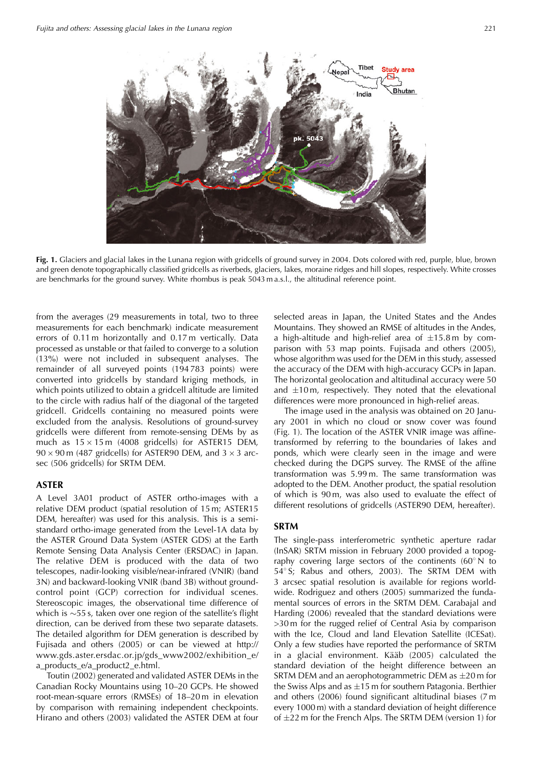**Fig. 1.** Glaciers and glacial lakes in the Lunana region with gridcells of ground survey in 2004. Dots colored with red, purple, blue, brown and green denote topographically classified gridcells as riverbeds, glaciers, lakes, moraine ridges and hill slopes, respectively. White crosses are benchmarks for the ground survey. White rhombus is peak 5043 m a.s.l., the altitudinal reference point.

from the averages (29 measurements in total, two to three measurements for each benchmark) indicate measurement errors of 0.11 m horizontally and 0.17 m vertically. Data processed as unstable or that failed to converge to a solution (13%) were not included in subsequent analyses. The remainder of all surveyed points (194 783 points) were converted into gridcells by standard kriging methods, in which points utilized to obtain a gridcell altitude are limited to the circle with radius half of the diagonal of the targeted gridcell. Gridcells containing no measured points were excluded from the analysis. Resolutions of ground-survey gridcells were different from remote-sensing DEMs by as much as 15 × 15 m (4008 gridcells) for ASTER15 DEM, 90 × 90 m (487 gridcells) for ASTER90 DEM, and 3 × 3 arcsec (506 gridcells) for SRTM DEM.

## ASTER

A Level 3A01 product of ASTER ortho-images with a relative DEM product (spatial resolution of 15 m; ASTER15 DEM, hereafter) was used for this analysis. This is a semi-standard ortho-image generated from the Level-1A data by the ASTER Ground Data System (ASTER GDS) at the Earth Remote Sensing Data Analysis Center (ERSDAC) in Japan. The relative DEM is produced with the data of two telescopes, nadir-looking visible/near-infrared (VNIR) (band 3N) and backward-looking VNIR (band 3B) without ground-control point (GCP) correction for individual scenes. Stereoscopic images, the observational time difference of which is ~55 s, taken over one region of the satellite's flight direction, can be derived from these two separate datasets. The detailed algorithm for DEM generation is described by Fujisada and others (2005) or can be viewed at http://www.gds.aster.ersdac.or.jp/gds_www2002/exhibition_e/a_products_e/a_product2_e.html.

Toutin (2002) generated and validated ASTER DEMs in the Canadian Rocky Mountains using 10–20 GCPs. He showed root-mean-square errors (RMSEs) of 18–20 m in elevation by comparison with remaining independent checkpoints. Hirano and others (2003) validated the ASTER DEM at four selected areas in Japan, the United States and the Andes Mountains. They showed an RMSE of altitudes in the Andes, a high-altitude and high-relief area of ±15.8 m by comparison with 53 map points. Fujisada and others (2005), whose algorithm was used for the DEM in this study, assessed the accuracy of the DEM with high-accuracy GCPs in Japan. The horizontal geolocation and altitudinal accuracy were 50 and ±10 m, respectively. They noted that the elevational differences were more pronounced in high-relief areas.

The image used in the analysis was obtained on 20 January 2001 in which no cloud or snow cover was found (Fig. 1). The location of the ASTER VNIR image was affine-transformed by referring to the boundaries of lakes and ponds, which were clearly seen in the image and were checked during the DGPS survey. The RMSE of the affine transformation was 5.99 m. The same transformation was adopted to the DEM. Another product, the spatial resolution of which is 90 m, was also used to evaluate the effect of different resolutions of gridcells (ASTER90 DEM, hereafter).

## SRTM

The single-pass interferometric synthetic aperture radar (InSAR) SRTM mission in February 2000 provided a topography covering large sectors of the continents (60° N to 54° S; Rabus and others, 2003). The SRTM DEM with 3 arcsec spatial resolution is available for regions worldwide. Rodriguez and others (2005) summarized the fundamental sources of errors in the SRTM DEM. Carabajal and Harding (2006) revealed that the standard deviations were >30 m for the rugged relief of Central Asia by comparison with the Ice, Cloud and land Elevation Satellite (ICESat). Only a few studies have reported the performance of SRTM in a glacial environment. Kääb (2005) calculated the standard deviation of the height difference between an SRTM DEM and an aerophotogrammetric DEM as ±20 m for the Swiss Alps and as ±15 m for southern Patagonia. Berthier and others (2006) found significant altitudinal biases (7 m every 1000 m) with a standard deviation of height difference of ±22 m for the French Alps. The SRTM DEM (version 1) for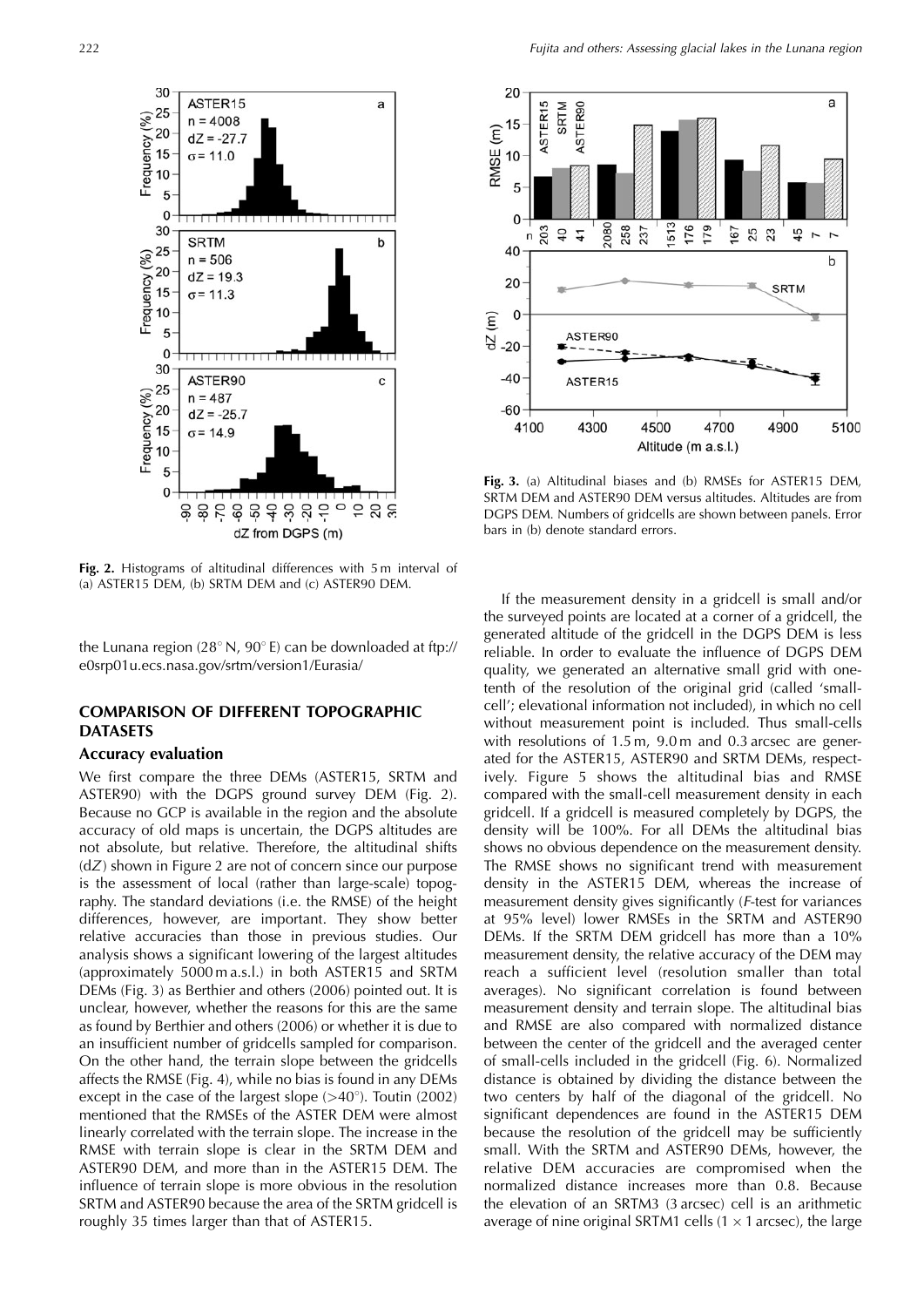Fig. 2. Histograms of altitudinal differences with 5 m interval of (a) ASTER15 DEM, (b) SRTM DEM and (c) ASTER90 DEM.

**Fig. 3.** (a) Altitudinal biases and (b) RMSEs for ASTER15 DEM, SRTM DEM and ASTER90 DEM versus altitudes. Altitudes are from DGPS DEM. Numbers of gridcells are shown between panels. Error bars in (b) denote standard errors.

the Lunana region (28° N, 90° E) can be downloaded at ftp://e0srp01u.ecs.nasa.gov/srtm/version1/Eurasia/

## COMPARISON OF DIFFERENT TOPOGRAPHIC DATASETS

### Accuracy evaluation

We first compare the three DEMs (ASTER15, SRTM and ASTER90) with the DGPS ground survey DEM (Fig. 2). Because no GCP is available in the region and the absolute accuracy of old maps is uncertain, the DGPS altitudes are not absolute, but relative. Therefore, the altitudinal shifts (d$Z$) shown in Figure 2 are not of concern since our purpose is the assessment of local (rather than large-scale) topography. The standard deviations (i.e. the RMSE) of the height differences, however, are important. They show better relative accuracies than those in previous studies. Our analysis shows a significant lowering of the largest altitudes (approximately 5000 m a.s.l.) in both ASTER15 and SRTM DEMs (Fig. 3) as Berthier and others (2006) pointed out. It is unclear, however, whether the reasons for this are the same as found by Berthier and others (2006) or whether it is due to an insufficient number of gridcells sampled for comparison. On the other hand, the terrain slope between the gridcells affects the RMSE (Fig. 4), while no bias is found in any DEMs except in the case of the largest slope (>40°). Toutin (2002) mentioned that the RMSEs of the ASTER DEM were almost linearly correlated with the terrain slope. The increase in the RMSE with terrain slope is clear in the SRTM DEM and ASTER90 DEM, and more than in the ASTER15 DEM. The influence of terrain slope is more obvious in the resolution SRTM and ASTER90 because the area of the SRTM gridcell is roughly 35 times larger than that of ASTER15.

If the measurement density in a gridcell is small and/or the surveyed points are located at a corner of a gridcell, the generated altitude of the gridcell in the DGPS DEM is less reliable. In order to evaluate the influence of DGPS DEM quality, we generated an alternative small grid with one-tenth of the resolution of the original grid (called 'small-cell'; elevational information not included), in which no cell without measurement point is included. Thus small-cells with resolutions of 1.5 m, 9.0 m and 0.3 arcsec are generated for the ASTER15, ASTER90 and SRTM DEMs, respectively. Figure 5 shows the altitudinal bias and RMSE compared with the small-cell measurement density in each gridcell. If a gridcell is measured completely by DGPS, the density will be 100%. For all DEMs the altitudinal bias shows no obvious dependence on the measurement density. The RMSE shows no significant trend with measurement density in the ASTER15 DEM, whereas the increase of measurement density gives significantly ($F$-test for variances at 95% level) lower RMSEs in the SRTM and ASTER90 DEMs. If the SRTM DEM gridcell has more than a 10% measurement density, the relative accuracy of the DEM may reach a sufficient level (resolution smaller than total averages). No significant correlation is found between measurement density and terrain slope. The altitudinal bias and RMSE are also compared with normalized distance between the center of the gridcell and the averaged center of small-cells included in the gridcell (Fig. 6). Normalized distance is obtained by dividing the distance between the two centers by half of the diagonal of the gridcell. No significant dependences are found in the ASTER15 DEM because the resolution of the gridcell may be sufficiently small. With the SRTM and ASTER90 DEMs, however, the relative DEM accuracies are compromised when the normalized distance increases more than 0.8. Because the elevation of an SRTM3 (3 arcsec) cell is an arithmetic average of nine original SRTM1 cells (1 × 1 arcsec), the large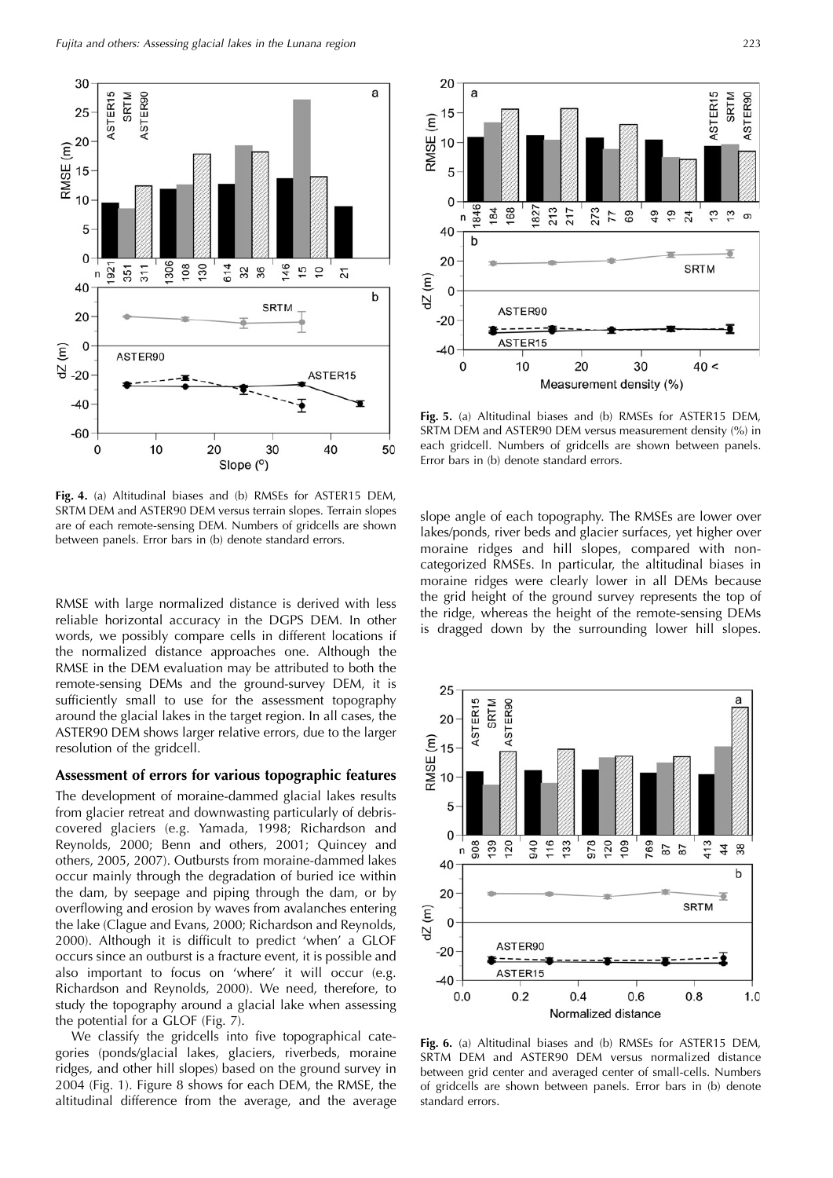Fig. 4. (a) Altitudinal biases and (b) RMSEs for ASTER15 DEM, SRTM DEM and ASTER90 DEM versus terrain slopes. Terrain slopes are of each remote-sensing DEM. Numbers of gridcells are shown between panels. Error bars in (b) denote standard errors.

RMSE with large normalized distance is derived with less reliable horizontal accuracy in the DGPS DEM. In other words, we possibly compare cells in different locations if the normalized distance approaches one. Although the RMSE in the DEM evaluation may be attributed to both the remote-sensing DEMs and the ground-survey DEM, it is sufficiently small to use for the assessment topography around the glacial lakes in the target region. In all cases, the ASTER90 DEM shows larger relative errors, due to the larger resolution of the gridcell.

## Assessment of errors for various topographic features

The development of moraine-dammed glacial lakes results from glacier retreat and downwasting particularly of debris-covered glaciers (e.g. Yamada, 1998; Richardson and Reynolds, 2000; Benn and others, 2001; Quincey and others, 2005, 2007). Outbursts from moraine-dammed lakes occur mainly through the degradation of buried ice within the dam, by seepage and piping through the dam, or by overflowing and erosion by waves from avalanches entering the lake (Clague and Evans, 2000; Richardson and Reynolds, 2000). Although it is difficult to predict 'when' a GLOF occurs since an outburst is a fracture event, it is possible and also important to focus on 'where' it will occur (e.g. Richardson and Reynolds, 2000). We need, therefore, to study the topography around a glacial lake when assessing the potential for a GLOF (Fig. 7).

We classify the gridcells into five topographical categories (ponds/glacial lakes, glaciers, riverbeds, moraine ridges, and other hill slopes) based on the ground survey in 2004 (Fig. 1). Figure 8 shows for each DEM, the RMSE, the altitudinal difference from the average, and the average

Fig. 5. (a) Altitudinal biases and (b) RMSEs for ASTER15 DEM, SRTM DEM and ASTER90 DEM versus measurement density (%) in each gridcell. Numbers of gridcells are shown between panels. Error bars in (b) denote standard errors.

slope angle of each topography. The RMSEs are lower over lakes/ponds, river beds and glacier surfaces, yet higher over moraine ridges and hill slopes, compared with non-categorized RMSEs. In particular, the altitudinal biases in moraine ridges were clearly lower in all DEMs because the grid height of the ground survey represents the top of the ridge, whereas the height of the remote-sensing DEMs is dragged down by the surrounding lower hill slopes.

Fig. 6. (a) Altitudinal biases and (b) RMSEs for ASTER15 DEM, SRTM DEM and ASTER90 DEM versus normalized distance between grid center and averaged center of small-cells. Numbers of gridcells are shown between panels. Error bars in (b) denote standard errors.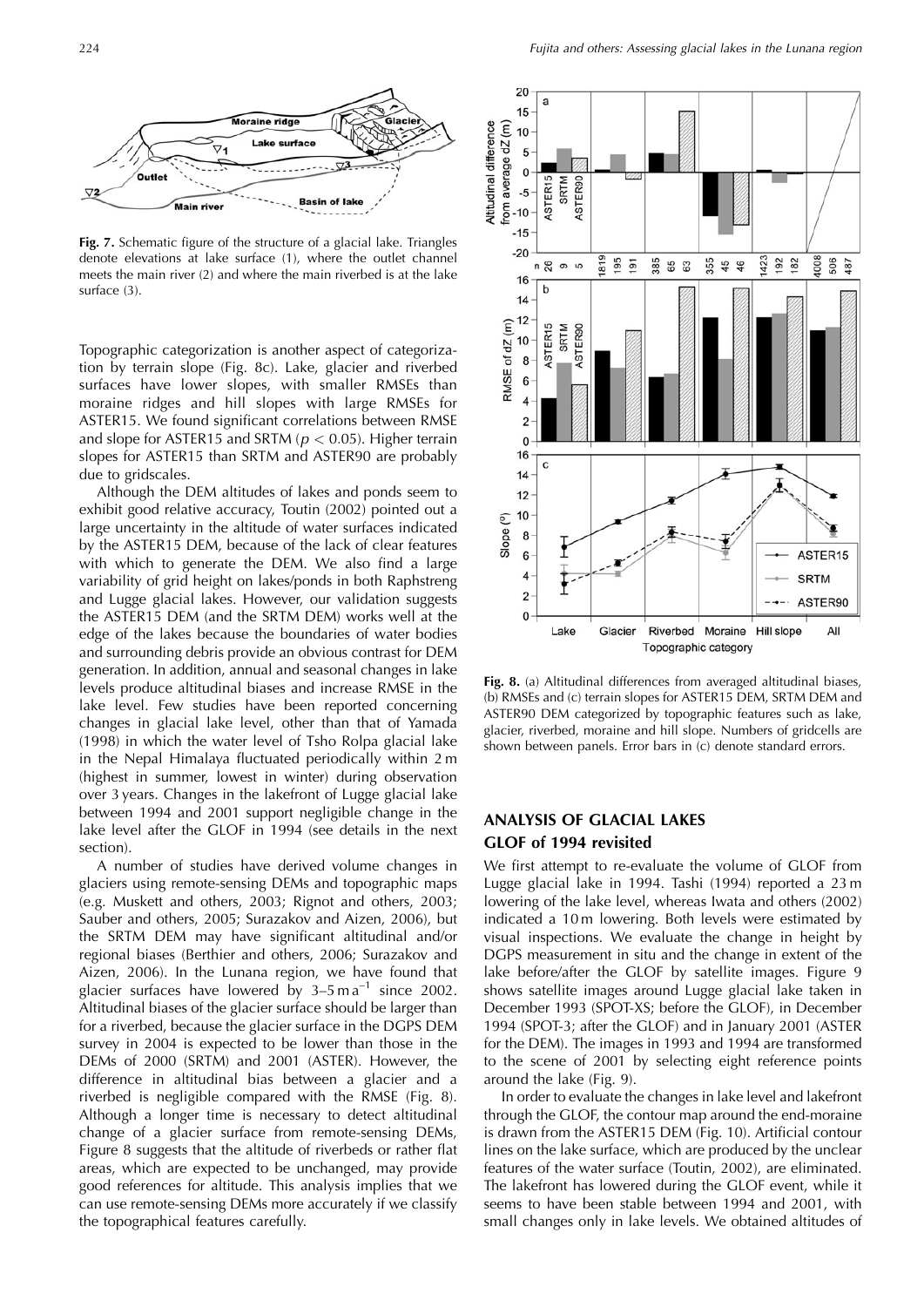**Fig. 7.** Schematic figure of the structure of a glacial lake. Triangles denote elevations at lake surface (1), where the outlet channel meets the main river (2) and where the main riverbed is at the lake surface (3).

Topographic categorization is another aspect of categorization by terrain slope (Fig. 8c). Lake, glacier and riverbed surfaces have lower slopes, with smaller RMSEs than moraine ridges and hill slopes with large RMSEs for ASTER15. We found significant correlations between RMSE and slope for ASTER15 and SRTM ($p < 0.05$). Higher terrain slopes for ASTER15 than SRTM and ASTER90 are probably due to gridscales.

Although the DEM altitudes of lakes and ponds seem to exhibit good relative accuracy, Toutin (2002) pointed out a large uncertainty in the altitude of water surfaces indicated by the ASTER15 DEM, because of the lack of clear features with which to generate the DEM. We also find a large variability of grid height on lakes/ponds in both Raphstreng and Lugge glacial lakes. However, our validation suggests the ASTER15 DEM (and the SRTM DEM) works well at the edge of the lakes because the boundaries of water bodies and surrounding debris provide an obvious contrast for DEM generation. In addition, annual and seasonal changes in lake levels produce altitudinal biases and increase RMSE in the lake level. Few studies have been reported concerning changes in glacial lake level, other than that of Yamada (1998) in which the water level of Tsho Rolpa glacial lake in the Nepal Himalaya fluctuated periodically within 2 m (highest in summer, lowest in winter) during observation over 3 years. Changes in the lakefront of Lugge glacial lake between 1994 and 2001 support negligible change in the lake level after the GLOF in 1994 (see details in the next section).

A number of studies have derived volume changes in glaciers using remote-sensing DEMs and topographic maps (e.g. Muskett and others, 2003; Rignot and others, 2003; Sauber and others, 2005; Surazakov and Aizen, 2006), but the SRTM DEM may have significant altitudinal and/or regional biases (Berthier and others, 2006; Surazakov and Aizen, 2006). In the Lunana region, we have found that glacier surfaces have lowered by 3–5 m a$^{-1}$ since 2002. Altitudinal biases of the glacier surface should be larger than for a riverbed, because the glacier surface in the DGPS DEM survey in 2004 is expected to be lower than those in the DEMs of 2000 (SRTM) and 2001 (ASTER). However, the difference in altitudinal bias between a glacier and a riverbed is negligible compared with the RMSE (Fig. 8). Although a longer time is necessary to detect altitudinal change of a glacier surface from remote-sensing DEMs, Figure 8 suggests that the altitude of riverbeds or rather flat areas, which are expected to be unchanged, may provide good references for altitude. This analysis implies that we can use remote-sensing DEMs more accurately if we classify the topographical features carefully.

**Fig. 8.** (a) Altitudinal differences from averaged altitudinal biases, (b) RMSEs and (c) terrain slopes for ASTER15 DEM, SRTM DEM and ASTER90 DEM categorized by topographic features such as lake, glacier, riverbed, moraine and hill slope. Numbers of gridcells are shown between panels. Error bars in (c) denote standard errors.

## ANALYSIS OF GLACIAL LAKES

### GLOF of 1994 revisited

We first attempt to re-evaluate the volume of GLOF from Lugge glacial lake in 1994. Tashi (1994) reported a 23 m lowering of the lake level, whereas Iwata and others (2002) indicated a 10 m lowering. Both levels were estimated by visual inspections. We evaluate the change in height by DGPS measurement in situ and the change in extent of the lake before/after the GLOF by satellite images. Figure 9 shows satellite images around Lugge glacial lake taken in December 1993 (SPOT-XS; before the GLOF), in December 1994 (SPOT-3; after the GLOF) and in January 2001 (ASTER for the DEM). The images in 1993 and 1994 are transformed to the scene of 2001 by selecting eight reference points around the lake (Fig. 9).

In order to evaluate the changes in lake level and lakefront through the GLOF, the contour map around the end-moraine is drawn from the ASTER15 DEM (Fig. 10). Artificial contour lines on the lake surface, which are produced by the unclear features of the water surface (Toutin, 2002), are eliminated. The lakefront has lowered during the GLOF event, while it seems to have been stable between 1994 and 2001, with small changes only in lake levels. We obtained altitudes of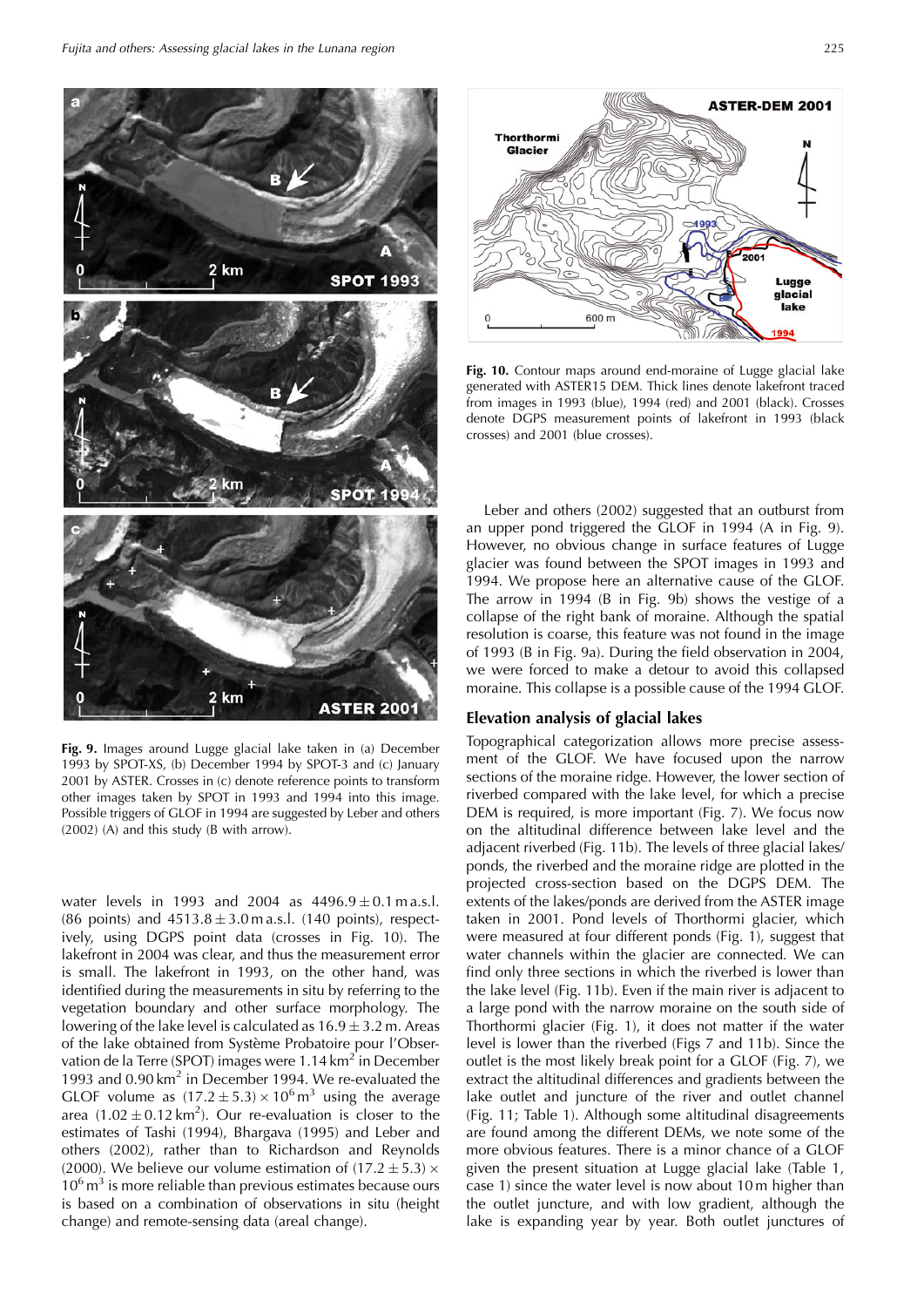Fig. 9. Images around Lugge glacial lake taken in (a) December 1993 by SPOT-XS, (b) December 1994 by SPOT-3 and (c) January 2001 by ASTER. Crosses in (c) denote reference points to transform other images taken by SPOT in 1993 and 1994 into this image. Possible triggers of GLOF in 1994 are suggested by Leber and others (2002) (A) and this study (B with arrow).

water levels in 1993 and 2004 as $4496.9 \pm 0.1$ m a.s.l. (86 points) and $4513.8 \pm 3.0$ m a.s.l. (140 points), respectively, using DGPS point data (crosses in Fig. 10). The lakefront in 2004 was clear, and thus the measurement error is small. The lakefront in 1993, on the other hand, was identified during the measurements in situ by referring to the vegetation boundary and other surface morphology. The lowering of the lake level is calculated as $16.9 \pm 3.2$ m. Areas of the lake obtained from Système Probatoire pour l'Observation de la Terre (SPOT) images were 1.14 km$^2$ in December 1993 and 0.90 km$^2$ in December 1994. We re-evaluated the GLOF volume as $(17.2 \pm 5.3) \times 10^6$ m$^3$ using the average area ($1.02 \pm 0.12$ km$^2$). Our re-evaluation is closer to the estimates of Tashi (1994), Bhargava (1995) and Leber and others (2002), rather than to Richardson and Reynolds (2000). We believe our volume estimation of $(17.2 \pm 5.3) \times 10^6$ m$^3$ is more reliable than previous estimates because ours is based on a combination of observations in situ (height change) and remote-sensing data (areal change).

Fig. 10. Contour maps around end-moraine of Lugge glacial lake generated with ASTER15 DEM. Thick lines denote lakefront traced from images in 1993 (blue), 1994 (red) and 2001 (black). Crosses denote DGPS measurement points of lakefront in 1993 (black crosses) and 2001 (blue crosses).

Leber and others (2002) suggested that an outburst from an upper pond triggered the GLOF in 1994 (A in Fig. 9). However, no obvious change in surface features of Lugge glacier was found between the SPOT images in 1993 and 1994. We propose here an alternative cause of the GLOF. The arrow in 1994 (B in Fig. 9b) shows the vestige of a collapse of the right bank of moraine. Although the spatial resolution is coarse, this feature was not found in the image of 1993 (B in Fig. 9a). During the field observation in 2004, we were forced to make a detour to avoid this collapsed moraine. This collapse is a possible cause of the 1994 GLOF.

## Elevation analysis of glacial lakes

Topographical categorization allows more precise assessment of the GLOF. We have focused upon the narrow sections of the moraine ridge. However, the lower section of riverbed compared with the lake level, for which a precise DEM is required, is more important (Fig. 7). We focus now on the altitudinal difference between lake level and the adjacent riverbed (Fig. 11b). The levels of three glacial lakes/ponds, the riverbed and the moraine ridge are plotted in the projected cross-section based on the DGPS DEM. The extents of the lakes/ponds are derived from the ASTER image taken in 2001. Pond levels of Thorthormi glacier, which were measured at four different ponds (Fig. 1), suggest that water channels within the glacier are connected. We can find only three sections in which the riverbed is lower than the lake level (Fig. 11b). Even if the main river is adjacent to a large pond with the narrow moraine on the south side of Thorthormi glacier (Fig. 1), it does not matter if the water level is lower than the riverbed (Figs 7 and 11b). Since the outlet is the most likely break point for a GLOF (Fig. 7), we extract the altitudinal differences and gradients between the lake outlet and juncture of the river and outlet channel (Fig. 11; Table 1). Although some altitudinal disagreements are found among the different DEMs, we note some of the more obvious features. There is a minor chance of a GLOF given the present situation at Lugge glacial lake (Table 1, case 1) since the water level is now about 10 m higher than the outlet juncture, and with low gradient, although the lake is expanding year by year. Both outlet junctures of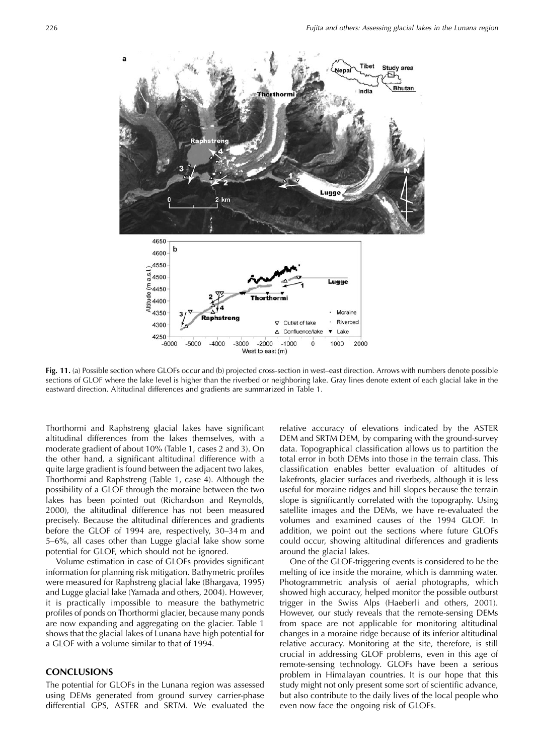**Fig. 11.** (a) Possible section where GLOFs occur and (b) projected cross-section in west–east direction. Arrows with numbers denote possible sections of GLOF where the lake level is higher than the riverbed or neighboring lake. Gray lines denote extent of each glacial lake in the eastward direction. Altitudinal differences and gradients are summarized in Table 1.

Thorthormi and Raphstreng glacial lakes have significant altitudinal differences from the lakes themselves, with a moderate gradient of about 10% (Table 1, cases 2 and 3). On the other hand, a significant altitudinal difference with a quite large gradient is found between the adjacent two lakes, Thorthormi and Raphstreng (Table 1, case 4). Although the possibility of a GLOF through the moraine between the two lakes has been pointed out (Richardson and Reynolds, 2000), the altitudinal difference has not been measured precisely. Because the altitudinal differences and gradients before the GLOF of 1994 are, respectively, 30–34 m and 5–6%, all cases other than Lugge glacial lake show some potential for GLOF, which should not be ignored.

Volume estimation in case of GLOFs provides significant information for planning risk mitigation. Bathymetric profiles were measured for Raphstreng glacial lake (Bhargava, 1995) and Lugge glacial lake (Yamada and others, 2004). However, it is practically impossible to measure the bathymetric profiles of ponds on Thorthormi glacier, because many ponds are now expanding and aggregating on the glacier. Table 1 shows that the glacial lakes of Lunana have high potential for a GLOF with a volume similar to that of 1994.

## CONCLUSIONS

The potential for GLOFs in the Lunana region was assessed using DEMs generated from ground survey carrier-phase differential GPS, ASTER and SRTM. We evaluated the relative accuracy of elevations indicated by the ASTER DEM and SRTM DEM, by comparing with the ground-survey data. Topographical classification allows us to partition the total error in both DEMs into those in the terrain class. This classification enables better evaluation of altitudes of lakefronts, glacier surfaces and riverbeds, although it is less useful for moraine ridges and hill slopes because the terrain slope is significantly correlated with the topography. Using satellite images and the DEMs, we have re-evaluated the volumes and examined causes of the 1994 GLOF. In addition, we point out the sections where future GLOFs could occur, showing altitudinal differences and gradients around the glacial lakes.

One of the GLOF-triggering events is considered to be the melting of ice inside the moraine, which is damming water. Photogrammetric analysis of aerial photographs, which showed high accuracy, helped monitor the possible outburst trigger in the Swiss Alps (Haeberli and others, 2001). However, our study reveals that the remote-sensing DEMs from space are not applicable for monitoring altitudinal changes in a moraine ridge because of its inferior altitudinal relative accuracy. Monitoring at the site, therefore, is still crucial in addressing GLOF problems, even in this age of remote-sensing technology. GLOFs have been a serious problem in Himalayan countries. It is our hope that this study might not only present some sort of scientific advance, but also contribute to the daily lives of the local people who even now face the ongoing risk of GLOFs.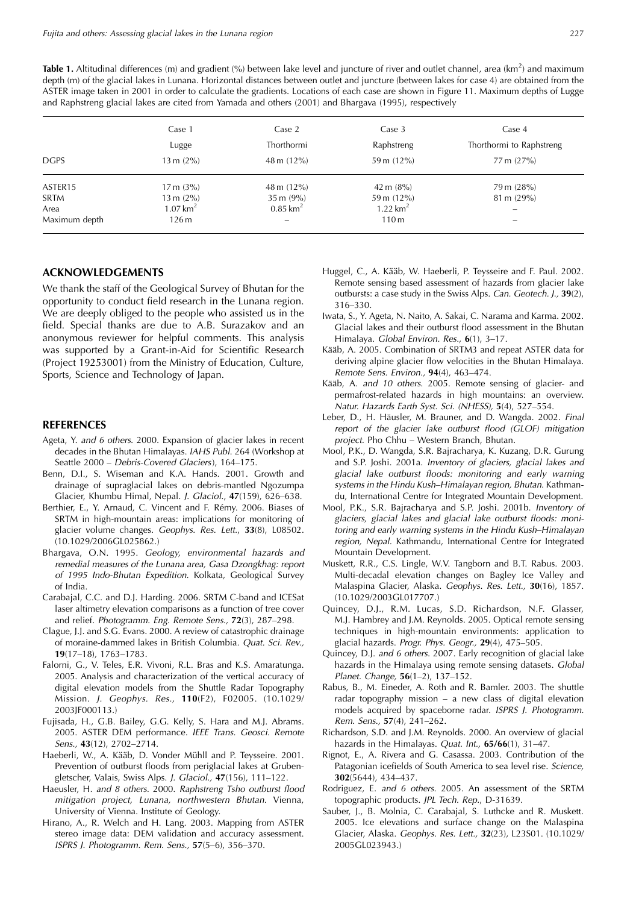**Table 1.** Altitudinal differences (m) and gradient (%) between lake level and juncture of river and outlet channel, area ($km^2$) and maximum depth (m) of the glacial lakes in Lunana. Horizontal distances between outlet and juncture (between lakes for case 4) are obtained from the ASTER image taken in 2001 in order to calculate the gradients. Locations of each case are shown in Figure 11. Maximum depths of Lugge and Raphstreng glacial lakes are cited from Yamada and others (2001) and Bhargava (1995), respectively

| | Case 1 | Case 2 | Case 3 | Case 4 |
|---|---|---|---|---|
| | Lugge | Thorthormi | Raphstreng | Thorthormi to Raphstreng |
| DGPS | 13 m (2%) | 48 m (12%) | 59 m (12%) | 77 m (27%) |
| ASTER15 | 17 m (3%) | 48 m (12%) | 42 m (8%) | 79 m (28%) |
| SRTM | 13 m (2%) | 35 m (9%) | 59 m (12%) | 81 m (29%) |
| Area | 1.07 $km^2$ | 0.85 $km^2$ | 1.22 $km^2$ | – |
| Maximum depth | 126 m | – | 110 m | – |

## ACKNOWLEDGEMENTS

We thank the staff of the Geological Survey of Bhutan for the opportunity to conduct field research in the Lunana region. We are deeply obliged to the people who assisted us in the field. Special thanks are due to A.B. Surazakov and an anonymous reviewer for helpful comments. This analysis was supported by a Grant-in-Aid for Scientific Research (Project 19253001) from the Ministry of Education, Culture, Sports, Science and Technology of Japan.

## REFERENCES

Ageta, Y. *and 6 others*. 2000. Expansion of glacier lakes in recent decades in the Bhutan Himalayas. *IAHS Publ.* 264 (Workshop at Seattle 2000 – *Debris-Covered Glaciers*), 164–175.

Benn, D.I., S. Wiseman and K.A. Hands. 2001. Growth and drainage of supraglacial lakes on debris-mantled Ngozumpa Glacier, Khumbu Himal, Nepal. *J. Glaciol.*, **47**(159), 626–638.

Berthier, E., Y. Arnaud, C. Vincent and F. Rémy. 2006. Biases of SRTM in high-mountain areas: implications for monitoring of glacier volume changes. *Geophys. Res. Lett.*, **33**(8), L08502. (10.1029/2006GL025862.)

Bhargava, O.N. 1995. *Geology, environmental hazards and remedial measures of the Lunana area, Gasa Dzongkhag: report of 1995 Indo-Bhutan Expedition*. Kolkata, Geological Survey of India.

Carabajal, C.C. and D.J. Harding. 2006. SRTM C-band and ICESat laser altimetry elevation comparisons as a function of tree cover and relief. *Photogramm. Eng. Remote Sens.*, **72**(3), 287–298.

Clague, J.J. and S.G. Evans. 2000. A review of catastrophic drainage of moraine-dammed lakes in British Columbia. *Quat. Sci. Rev.,* **19**(17–18), 1763–1783.

Falorni, G., V. Teles, E.R. Vivoni, R.L. Bras and K.S. Amaratunga. 2005. Analysis and characterization of the vertical accuracy of digital elevation models from the Shuttle Radar Topography Mission. *J. Geophys. Res.,* **110**(F2), F02005. (10.1029/2003JF000113.)

Fujisada, H., G.B. Bailey, G.G. Kelly, S. Hara and M.J. Abrams. 2005. ASTER DEM performance. *IEEE Trans. Geosci. Remote Sens.,* **43**(12), 2702–2714.

Haeberli, W., A. Kääb, D. Vonder Mühll and P. Teysseire. 2001. Prevention of outburst floods from periglacial lakes at Grubengletscher, Valais, Swiss Alps. *J. Glaciol.,* **47**(156), 111–122.

Haeusler, H. *and 8 others*. 2000. *Raphstreng Tsho outburst flood mitigation project, Lunana, northwestern Bhutan*. Vienna, University of Vienna. Institute of Geology.

Hirano, A., R. Welch and H. Lang. 2003. Mapping from ASTER stereo image data: DEM validation and accuracy assessment. *ISPRS J. Photogramm. Rem. Sens.,* **57**(5–6), 356–370.

Huggel, C., A. Kääb, W. Haeberli, P. Teysseire and F. Paul. 2002. Remote sensing based assessment of hazards from glacier lake outbursts: a case study in the Swiss Alps. *Can. Geotech. J.,* **39**(2), 316–330.

Iwata, S., Y. Ageta, N. Naito, A. Sakai, C. Narama and Karma. 2002. Glacial lakes and their outburst flood assessment in the Bhutan Himalaya. *Global Environ. Res.,* **6**(1), 3–17.

Kääb, A. 2005. Combination of SRTM3 and repeat ASTER data for deriving alpine glacier flow velocities in the Bhutan Himalaya. *Remote Sens. Environ.,* **94**(4), 463–474.

Kääb, A. *and 10 others*. 2005. Remote sensing of glacier- and permafrost-related hazards in high mountains: an overview. *Natur. Hazards Earth Syst. Sci. (NHESS),* **5**(4), 527–554.

Leber, D., H. Häusler, M. Brauner, and D. Wangda. 2002. *Final report of the glacier lake outburst flood (GLOF) mitigation project*. Pho Chhu – Western Branch, Bhutan.

Mool, P.K., D. Wangda, S.R. Bajracharya, K. Kuzang, D.R. Gurung and S.P. Joshi. 2001a. *Inventory of glaciers, glacial lakes and glacial lake outburst floods: monitoring and early warning systems in the Hindu Kush–Himalayan region, Bhutan*. Kathmandu, International Centre for Integrated Mountain Development.

Mool, P.K., S.R. Bajracharya and S.P. Joshi. 2001b. *Inventory of glaciers, glacial lakes and glacial lake outburst floods: monitoring and early warning systems in the Hindu Kush–Himalayan region, Nepal*. Kathmandu, International Centre for Integrated Mountain Development.

Muskett, R.R., C.S. Lingle, W.V. Tangborn and B.T. Rabus. 2003. Multi-decadal elevation changes on Bagley Ice Valley and Malaspina Glacier, Alaska. *Geophys. Res. Lett.,* **30**(16), 1857. (10.1029/2003GL017707.)

Quincey, D.J., R.M. Lucas, S.D. Richardson, N.F. Glasser, M.J. Hambrey and J.M. Reynolds. 2005. Optical remote sensing techniques in high-mountain environments: application to glacial hazards. *Progr. Phys. Geogr.,* **29**(4), 475–505.

Quincey, D.J. *and 6 others*. 2007. Early recognition of glacial lake hazards in the Himalaya using remote sensing datasets. *Global Planet. Change,* **56**(1–2), 137–152.

Rabus, B., M. Eineder, A. Roth and R. Bamler. 2003. The shuttle radar topography mission – a new class of digital elevation models acquired by spaceborne radar. *ISPRS J. Photogramm. Rem. Sens.,* **57**(4), 241–262.

Richardson, S.D. and J.M. Reynolds. 2000. An overview of glacial hazards in the Himalayas. *Quat. Int.,* **65/66**(1), 31–47.

Rignot, E., A. Rivera and G. Casassa. 2003. Contribution of the Patagonian icefields of South America to sea level rise. *Science,* **302**(5644), 434–437.

Rodriguez, E. *and 6 others*. 2005. An assessment of the SRTM topographic products. *JPL Tech. Rep.,* D-31639.

Sauber, J., B. Molnia, C. Carabajal, S. Luthcke and R. Muskett. 2005. Ice elevations and surface change on the Malaspina Glacier, Alaska. *Geophys. Res. Lett.,* **32**(23), L23S01. (10.1029/2005GL023943.)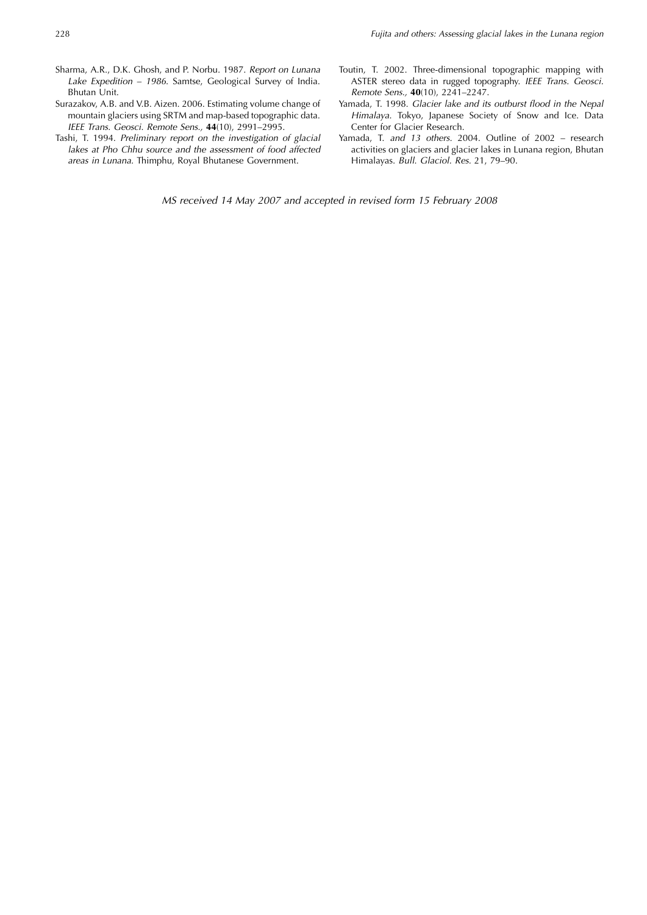Sharma, A.R., D.K. Ghosh, and P. Norbu. 1987. *Report on Lunana Lake Expedition – 1986*. Samtse, Geological Survey of India. Bhutan Unit.

Surazakov, A.B. and V.B. Aizen. 2006. Estimating volume change of mountain glaciers using SRTM and map-based topographic data. *IEEE Trans. Geosci. Remote Sens.,* **44**(10), 2991–2995.

Tashi, T. 1994. *Preliminary report on the investigation of glacial lakes at Pho Chhu source and the assessment of food affected areas in Lunana*. Thimphu, Royal Bhutanese Government.

Toutin, T. 2002. Three-dimensional topographic mapping with ASTER stereo data in rugged topography. *IEEE Trans. Geosci. Remote Sens.,* **40**(10), 2241–2247.

Yamada, T. 1998. *Glacier lake and its outburst flood in the Nepal Himalaya*. Tokyo, Japanese Society of Snow and Ice. Data Center for Glacier Research.

Yamada, T. *and 13 others*. 2004. Outline of 2002 – research activities on glaciers and glacier lakes in Lunana region, Bhutan Himalayas. *Bull. Glaciol. Res.* 21, 79–90.

*MS received 14 May 2007 and accepted in revised form 15 February 2008*